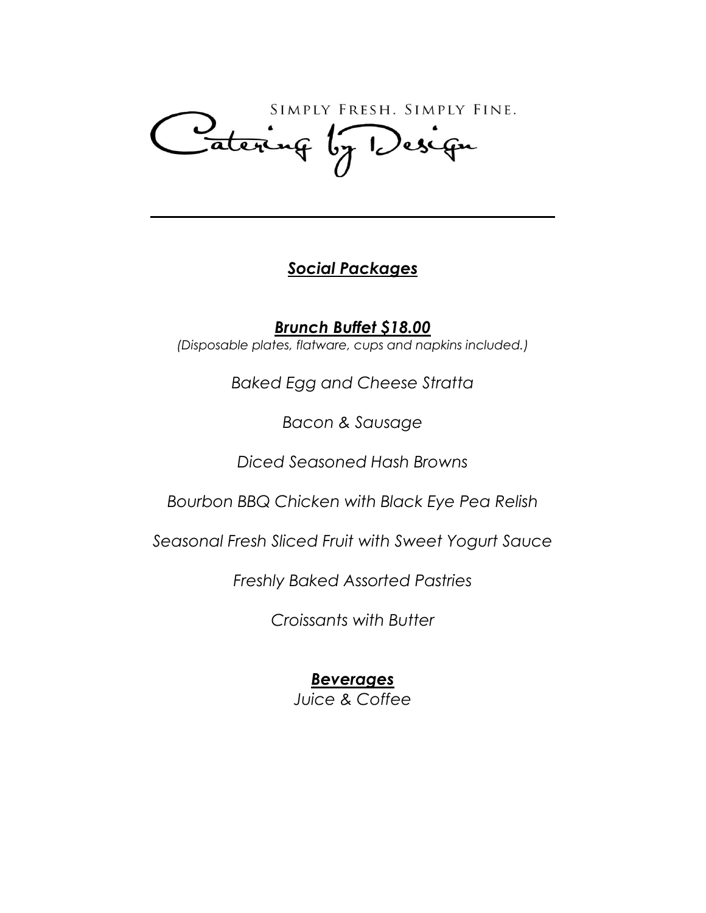SIMPLY FRESH. SIMPLY FINE.

# Catering by Design

---

## ***Social Packages***

### ***Brunch Buffet $18.00***

*(Disposable plates, flatware, cups and napkins included.)*

*Baked Egg and Cheese Stratta*

*Bacon & Sausage*

*Diced Seasoned Hash Browns*

*Bourbon BBQ Chicken with Black Eye Pea Relish*

*Seasonal Fresh Sliced Fruit with Sweet Yogurt Sauce*

*Freshly Baked Assorted Pastries*

*Croissants with Butter*

### ***Beverages***

*Juice & Coffee*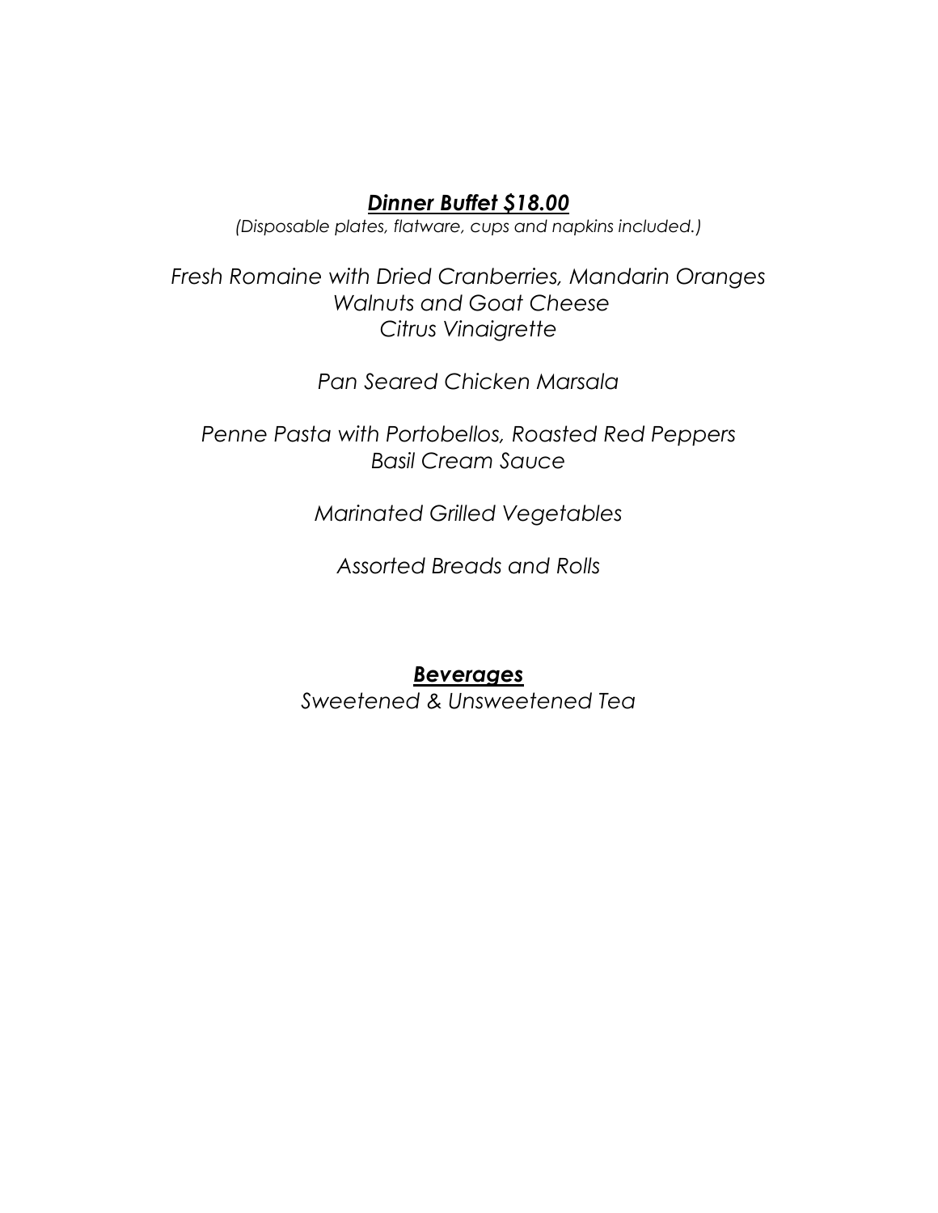## ***Dinner Buffet $18.00***

*(Disposable plates, flatware, cups and napkins included.)*

*Fresh Romaine with Dried Cranberries, Mandarin Oranges*
*Walnuts and Goat Cheese*
*Citrus Vinaigrette*

*Pan Seared Chicken Marsala*

*Penne Pasta with Portobellos, Roasted Red Peppers*
*Basil Cream Sauce*

*Marinated Grilled Vegetables*

*Assorted Breads and Rolls*

## ***Beverages***

*Sweetened & Unsweetened Tea*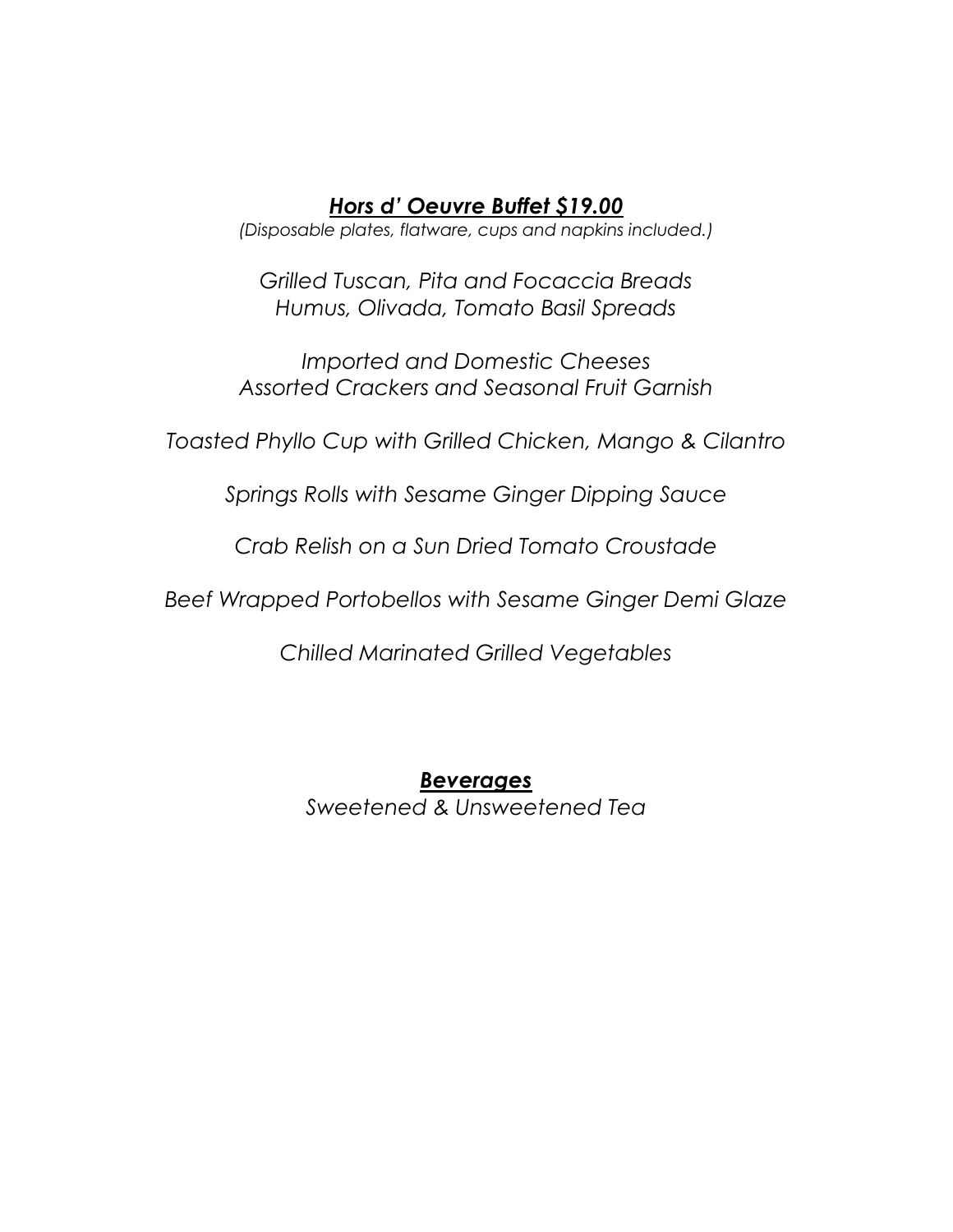## ***Hors d' Oeuvre Buffet $19.00***

*(Disposable plates, flatware, cups and napkins included.)*

*Grilled Tuscan, Pita and Focaccia Breads*
*Humus, Olivada, Tomato Basil Spreads*

*Imported and Domestic Cheeses*
*Assorted Crackers and Seasonal Fruit Garnish*

*Toasted Phyllo Cup with Grilled Chicken, Mango & Cilantro*

*Springs Rolls with Sesame Ginger Dipping Sauce*

*Crab Relish on a Sun Dried Tomato Croustade*

*Beef Wrapped Portobellos with Sesame Ginger Demi Glaze*

*Chilled Marinated Grilled Vegetables*

## ***Beverages***

*Sweetened & Unsweetened Tea*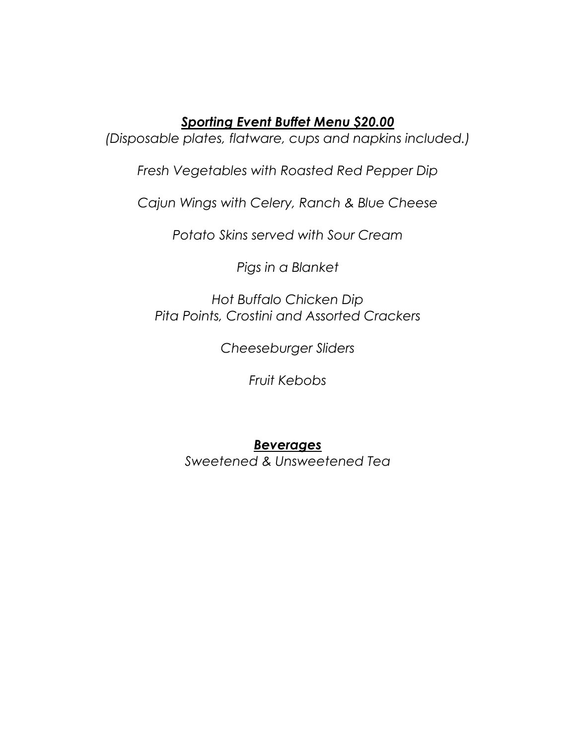## ***Sporting Event Buffet Menu $20.00***

*(Disposable plates, flatware, cups and napkins included.)*

*Fresh Vegetables with Roasted Red Pepper Dip*

*Cajun Wings with Celery, Ranch & Blue Cheese*

*Potato Skins served with Sour Cream*

*Pigs in a Blanket*

*Hot Buffalo Chicken Dip*
*Pita Points, Crostini and Assorted Crackers*

*Cheeseburger Sliders*

*Fruit Kebobs*

### ***Beverages***

*Sweetened & Unsweetened Tea*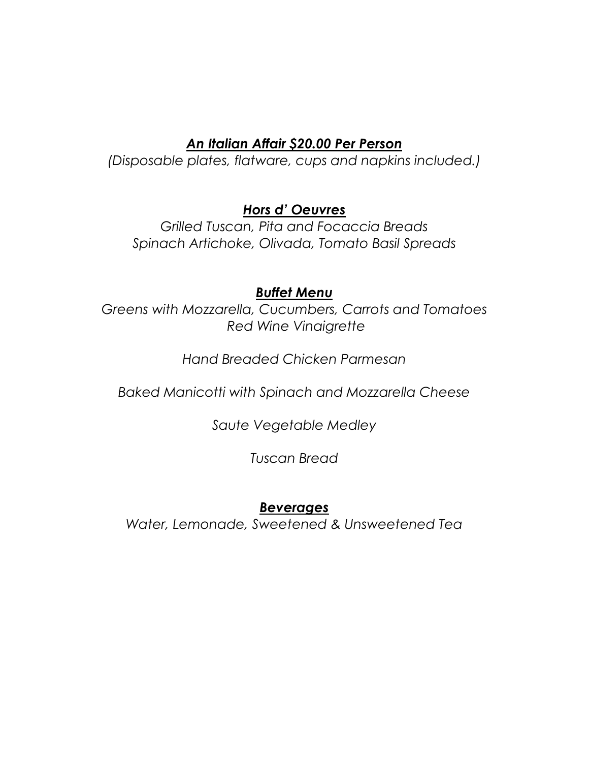## ***An Italian Affair $20.00 Per Person***

*(Disposable plates, flatware, cups and napkins included.)*

### ***Hors d' Oeuvres***

*Grilled Tuscan, Pita and Focaccia Breads*
*Spinach Artichoke, Olivada, Tomato Basil Spreads*

### ***Buffet Menu***

*Greens with Mozzarella, Cucumbers, Carrots and Tomatoes*
*Red Wine Vinaigrette*

*Hand Breaded Chicken Parmesan*

*Baked Manicotti with Spinach and Mozzarella Cheese*

*Saute Vegetable Medley*

*Tuscan Bread*

### ***Beverages***

*Water, Lemonade, Sweetened & Unsweetened Tea*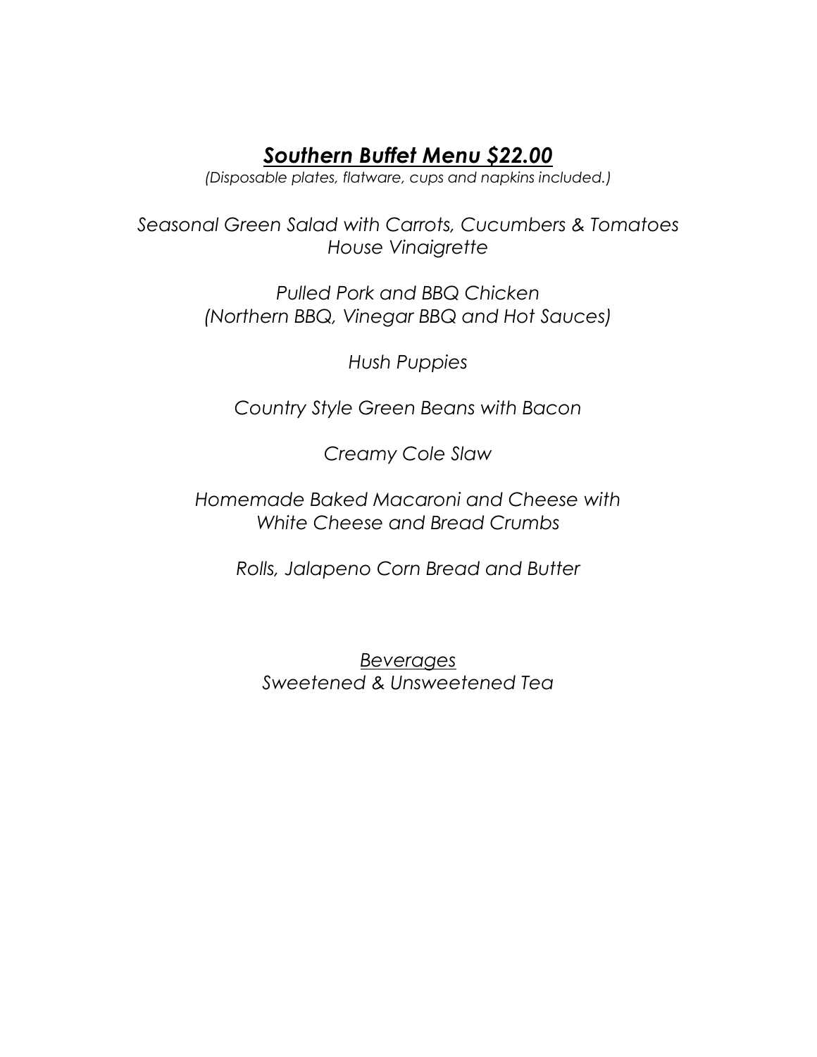# ***Southern Buffet Menu $22.00***

*(Disposable plates, flatware, cups and napkins included.)*

*Seasonal Green Salad with Carrots, Cucumbers & Tomatoes*
*House Vinaigrette*

*Pulled Pork and BBQ Chicken*
*(Northern BBQ, Vinegar BBQ and Hot Sauces)*

*Hush Puppies*

*Country Style Green Beans with Bacon*

*Creamy Cole Slaw*

*Homemade Baked Macaroni and Cheese with*
*White Cheese and Bread Crumbs*

*Rolls, Jalapeno Corn Bread and Butter*

*Beverages*
*Sweetened & Unsweetened Tea*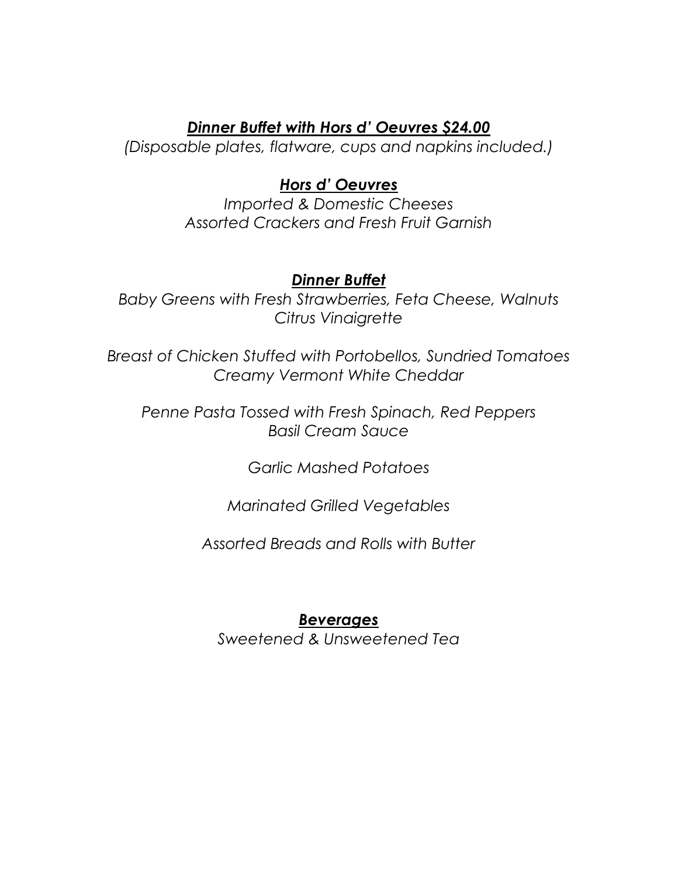## ***Dinner Buffet with Hors d' Oeuvres $24.00***

*(Disposable plates, flatware, cups and napkins included.)*

### ***Hors d' Oeuvres***

*Imported & Domestic Cheeses*
*Assorted Crackers and Fresh Fruit Garnish*

### ***Dinner Buffet***

*Baby Greens with Fresh Strawberries, Feta Cheese, Walnuts*
*Citrus Vinaigrette*

*Breast of Chicken Stuffed with Portobellos, Sundried Tomatoes*
*Creamy Vermont White Cheddar*

*Penne Pasta Tossed with Fresh Spinach, Red Peppers*
*Basil Cream Sauce*

*Garlic Mashed Potatoes*

*Marinated Grilled Vegetables*

*Assorted Breads and Rolls with Butter*

### ***Beverages***

*Sweetened & Unsweetened Tea*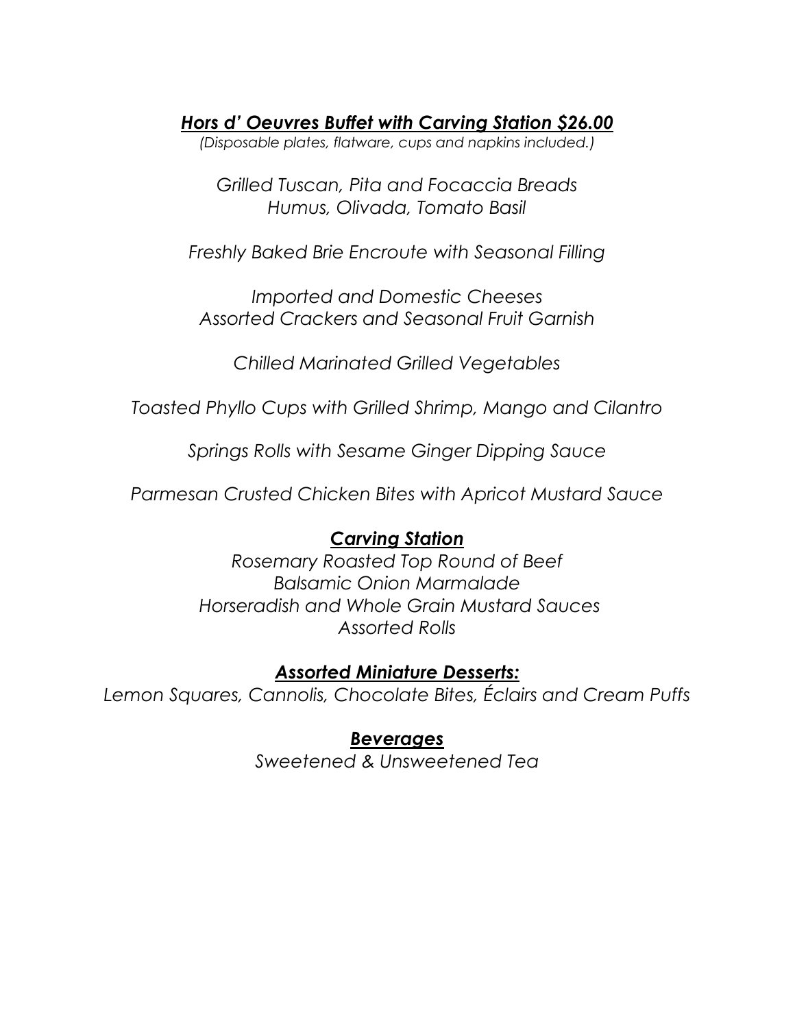## ***Hors d' Oeuvres Buffet with Carving Station $26.00***

*(Disposable plates, flatware, cups and napkins included.)*

*Grilled Tuscan, Pita and Focaccia Breads*
*Humus, Olivada, Tomato Basil*

*Freshly Baked Brie Encroute with Seasonal Filling*

*Imported and Domestic Cheeses*
*Assorted Crackers and Seasonal Fruit Garnish*

*Chilled Marinated Grilled Vegetables*

*Toasted Phyllo Cups with Grilled Shrimp, Mango and Cilantro*

*Springs Rolls with Sesame Ginger Dipping Sauce*

*Parmesan Crusted Chicken Bites with Apricot Mustard Sauce*

### ***Carving Station***

*Rosemary Roasted Top Round of Beef*
*Balsamic Onion Marmalade*
*Horseradish and Whole Grain Mustard Sauces*
*Assorted Rolls*

### ***Assorted Miniature Desserts:***

*Lemon Squares, Cannolis, Chocolate Bites, Éclairs and Cream Puffs*

### ***Beverages***

*Sweetened & Unsweetened Tea*